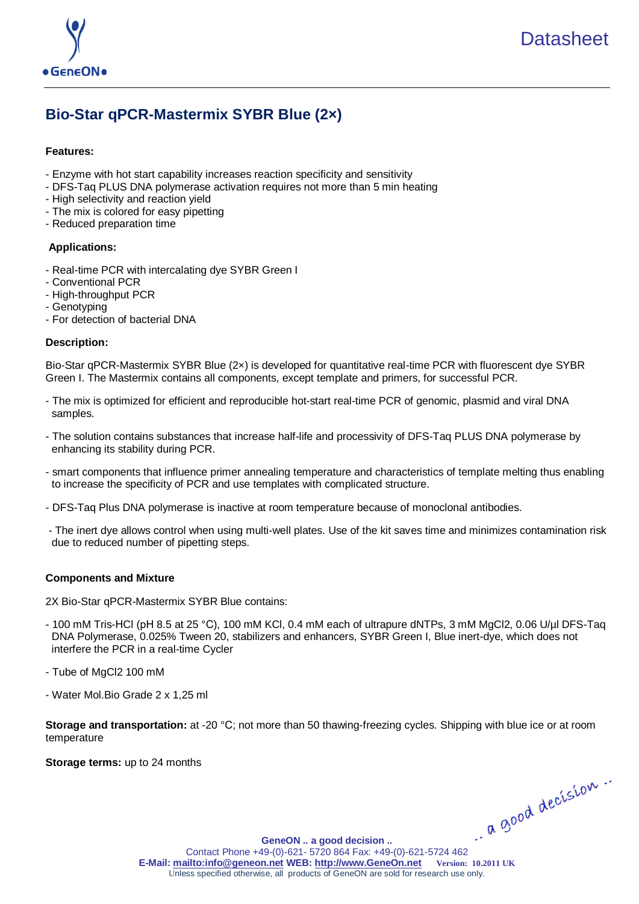Datasheet

# Bio-Star qPCR-Mastermix SYBR Blue (2×)

**Features:**

- Enzyme with hot start capability increases reaction specificity and sensitivity
- DFS-Taq PLUS DNA polymerase activation requires not more than 5 min heating
- High selectivity and reaction yield
- The mix is colored for easy pipetting
- Reduced preparation time

**Applications:**

- Real-time PCR with intercalating dye SYBR Green I
- Conventional PCR
- High-throughput PCR
- Genotyping
- For detection of bacterial DNA

**Description:**

Bio-Star qPCR-Mastermix SYBR Blue (2×) is developed for quantitative real-time PCR with fluorescent dye SYBR Green I. The Mastermix contains all components, except template and primers, for successful PCR.

- The mix is optimized for efficient and reproducible hot-start real-time PCR of genomic, plasmid and viral DNA samples.

- The solution contains substances that increase half-life and processivity of DFS-Taq PLUS DNA polymerase by enhancing its stability during PCR.

- smart components that influence primer annealing temperature and characteristics of template melting thus enabling to increase the specificity of PCR and use templates with complicated structure.

- DFS-Taq Plus DNA polymerase is inactive at room temperature because of monoclonal antibodies.

- The inert dye allows control when using multi-well plates. Use of the kit saves time and minimizes contamination risk due to reduced number of pipetting steps.

**Components and Mixture**

2X Bio-Star qPCR-Mastermix SYBR Blue contains:

- 100 mM Tris-HCl (pH 8.5 at 25 °C), 100 mM KCl, 0.4 mM each of ultrapure dNTPs, 3 mM $MgCl_2$, 0.06 U/µl DFS-Taq DNA Polymerase, 0.025% Tween 20, stabilizers and enhancers, SYBR Green I, Blue inert-dye, which does not interfere the PCR in a real-time Cycler

- Tube of $MgCl_2$ 100 mM

- Water Mol.Bio Grade 2 x 1,25 ml

**Storage and transportation:** at -20 °C; not more than 50 thawing-freezing cycles. Shipping with blue ice or at room temperature

**Storage terms:** up to 24 months

.. a good decision ..

**GeneON .. a good decision ..**
Contact Phone +49-(0)-621- 5720 864 Fax: +49-(0)-621-5724 462
**E-Mail:** mailto:info@geneon.net **WEB:** http://www.GeneOn.net **Version: 10.2011 UK**
Unless specified otherwise, all products of GeneON are sold for research use only.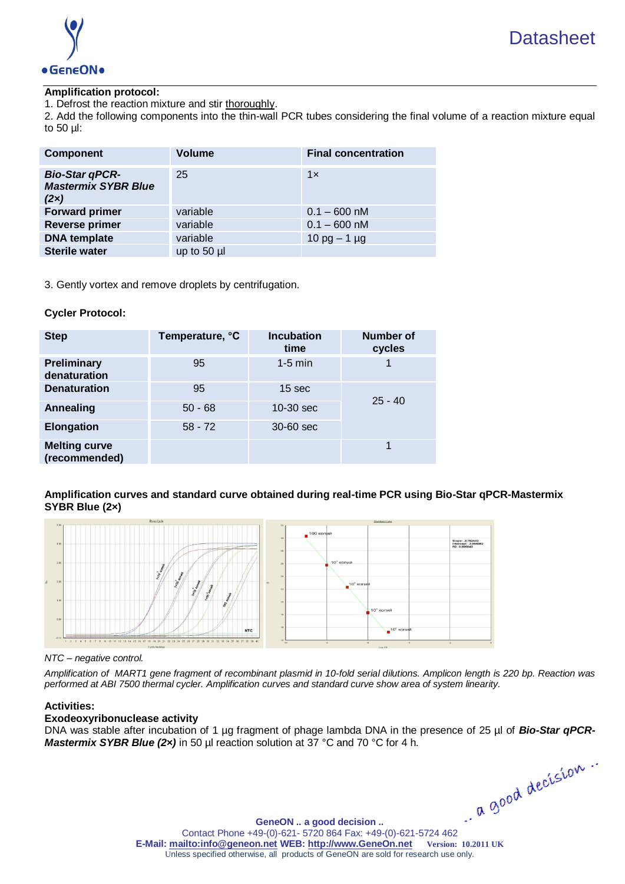**Amplification protocol:**

1. Defrost the reaction mixture and stir thoroughly.
2. Add the following components into the thin-wall PCR tubes considering the final volume of a reaction mixture equal to 50 µl:

| Component | Volume | Final concentration |
|---|---|---|
| ***Bio-Star qPCR-Mastermix SYBR Blue (2×)*** | 25 | 1× |
| **Forward primer** | variable | 0.1 – 600 nM |
| **Reverse primer** | variable | 0.1 – 600 nM |
| **DNA template** | variable | 10 pg – 1 µg |
| **Sterile water** | up to 50 µl | |

3. Gently vortex and remove droplets by centrifugation.

**Cycler Protocol:**

| Step | Temperature, °C | Incubation time | Number of cycles |
|---|---|---|---|
| **Preliminary denaturation** | 95 | 1-5 min | 1 |
| **Denaturation** | 95 | 15 sec | 25 - 40 |
| **Annealing** | 50 - 68 | 10-30 sec | |
| **Elongation** | 58 - 72 | 30-60 sec | |
| **Melting curve (recommended)** | | | 1 |

**Amplification curves and standard curve obtained during real-time PCR using Bio-Star qPCR-Mastermix SYBR Blue (2×)**

*NTC – negative control.*

*Amplification of MART1 gene fragment of recombinant plasmid in 10-fold serial dilutions. Amplicon length is 220 bp. Reaction was performed at ABI 7500 thermal cycler. Amplification curves and standard curve show area of system linearity.*

**Activities:**

**Exodeoxyribonuclease activity**

DNA was stable after incubation of 1 µg fragment of phage lambda DNA in the presence of 25 µl of ***Bio-Star qPCR-Mastermix SYBR Blue (2×)*** in 50 µl reaction solution at 37 °C and 70 °C for 4 h.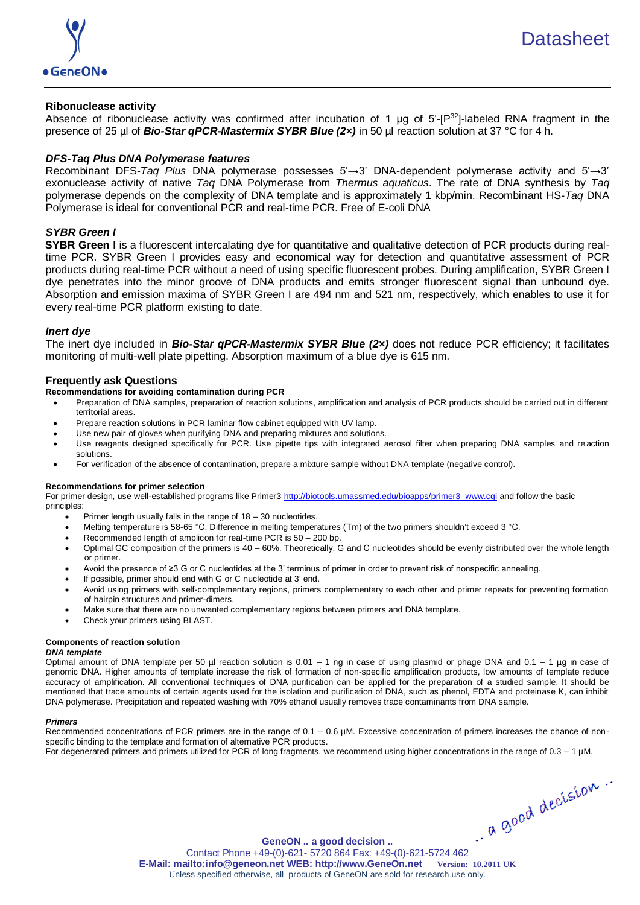### Ribonuclease activity

Absence of ribonuclease activity was confirmed after incubation of 1 µg of 5'-[$P^{32}$]-labeled RNA fragment in the presence of 25 µl of ***Bio-Star qPCR-Mastermix SYBR Blue (2×)*** in 50 µl reaction solution at 37 °C for 4 h.

### *DFS-Taq Plus DNA Polymerase features*

Recombinant DFS-*Taq Plus* DNA polymerase possesses 5'→3' DNA-dependent polymerase activity and 5'→3' exonuclease activity of native *Taq* DNA Polymerase from *Thermus aquaticus*. The rate of DNA synthesis by *Taq* polymerase depends on the complexity of DNA template and is approximately 1 kbp/min. Recombinant HS-*Taq* DNA Polymerase is ideal for conventional PCR and real-time PCR. Free of E-coli DNA

### *SYBR Green I*

**SYBR Green I** is a fluorescent intercalating dye for quantitative and qualitative detection of PCR products during real-time PCR. SYBR Green I provides easy and economical way for detection and quantitative assessment of PCR products during real-time PCR without a need of using specific fluorescent probes. During amplification, SYBR Green I dye penetrates into the minor groove of DNA products and emits stronger fluorescent signal than unbound dye. Absorption and emission maxima of SYBR Green I are 494 nm and 521 nm, respectively, which enables to use it for every real-time PCR platform existing to date.

### *Inert dye*

The inert dye included in ***Bio-Star qPCR-Mastermix SYBR Blue (2×)*** does not reduce PCR efficiency; it facilitates monitoring of multi-well plate pipetting. Absorption maximum of a blue dye is 615 nm.

### Frequently ask Questions

**Recommendations for avoiding contamination during PCR**

- Preparation of DNA samples, preparation of reaction solutions, amplification and analysis of PCR products should be carried out in different territorial areas.
- Prepare reaction solutions in PCR laminar flow cabinet equipped with UV lamp.
- Use new pair of gloves when purifying DNA and preparing mixtures and solutions.
- Use reagents designed specifically for PCR. Use pipette tips with integrated aerosol filter when preparing DNA samples and reaction solutions.
- For verification of the absence of contamination, prepare a mixture sample without DNA template (negative control).

**Recommendations for primer selection**

For primer design, use well-established programs like Primer3 http://biotools.umassmed.edu/bioapps/primer3_www.cgi and follow the basic principles:

- Primer length usually falls in the range of 18 – 30 nucleotides.
- Melting temperature is 58-65 °C. Difference in melting temperatures (Tm) of the two primers shouldn't exceed 3 °C.
- Recommended length of amplicon for real-time PCR is 50 – 200 bp.
- Optimal GC composition of the primers is 40 – 60%. Theoretically, G and C nucleotides should be evenly distributed over the whole length or primer.
- Avoid the presence of ≥3 G or C nucleotides at the 3' terminus of primer in order to prevent risk of nonspecific annealing.
- If possible, primer should end with G or C nucleotide at 3' end.
- Avoid using primers with self-complementary regions, primers complementary to each other and primer repeats for preventing formation of hairpin structures and primer-dimers.
- Make sure that there are no unwanted complementary regions between primers and DNA template.
- Check your primers using BLAST.

**Components of reaction solution**

***DNA template***

Optimal amount of DNA template per 50 µl reaction solution is 0.01 – 1 ng in case of using plasmid or phage DNA and 0.1 – 1 µg in case of genomic DNA. Higher amounts of template increase the risk of formation of non-specific amplification products, low amounts of template reduce accuracy of amplification. All conventional techniques of DNA purification can be applied for the preparation of a studied sample. It should be mentioned that trace amounts of certain agents used for the isolation and purification of DNA, such as phenol, EDTA and proteinase K, can inhibit DNA polymerase. Precipitation and repeated washing with 70% ethanol usually removes trace contaminants from DNA sample.

***Primers***

Recommended concentrations of PCR primers are in the range of 0.1 – 0.6 µM. Excessive concentration of primers increases the chance of non-specific binding to the template and formation of alternative PCR products.

For degenerated primers and primers utilized for PCR of long fragments, we recommend using higher concentrations in the range of 0.3 – 1 µM.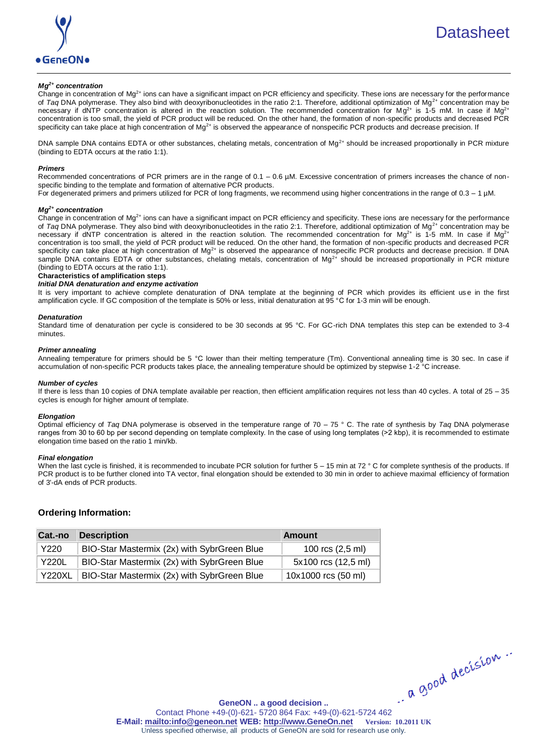### *$Mg^{2+}$ concentration*

Change in concentration of $Mg^{2+}$ ions can have a significant impact on PCR efficiency and specificity. These ions are necessary for the performance of *Taq* DNA polymerase. They also bind with deoxyribonucleotides in the ratio 2:1. Therefore, additional optimization of $Mg^{2+}$ concentration may be necessary if dNTP concentration is altered in the reaction solution. The recommended concentration for $Mg^{2+}$ is 1-5 mM. In case if $Mg^{2+}$ concentration is too small, the yield of PCR product will be reduced. On the other hand, the formation of non-specific products and decreased PCR specificity can take place at high concentration of $Mg^{2+}$ is observed the appearance of nonspecific PCR products and decrease precision. If

DNA sample DNA contains EDTA or other substances, chelating metals, concentration of $Mg^{2+}$ should be increased proportionally in PCR mixture (binding to EDTA occurs at the ratio 1:1).

### *Primers*

Recommended concentrations of PCR primers are in the range of 0.1 – 0.6 µM. Excessive concentration of primers increases the chance of non-specific binding to the template and formation of alternative PCR products.

For degenerated primers and primers utilized for PCR of long fragments, we recommend using higher concentrations in the range of 0.3 – 1 µM.

### *$Mg^{2+}$ concentration*

Change in concentration of $Mg^{2+}$ ions can have a significant impact on PCR efficiency and specificity. These ions are necessary for the performance of *Taq* DNA polymerase. They also bind with deoxyribonucleotides in the ratio 2:1. Therefore, additional optimization of $Mg^{2+}$ concentration may be necessary if dNTP concentration is altered in the reaction solution. The recommended concentration for $Mg^{2+}$ is 1-5 mM. In case if $Mg^{2+}$ concentration is too small, the yield of PCR product will be reduced. On the other hand, the formation of non-specific products and decreased PCR specificity can take place at high concentration of $Mg^{2+}$ is observed the appearance of nonspecific PCR products and decrease precision. If DNA sample DNA contains EDTA or other substances, chelating metals, concentration of $Mg^{2+}$ should be increased proportionally in PCR mixture (binding to EDTA occurs at the ratio 1:1).

### Characteristics of amplification steps

### *Initial DNA denaturation and enzyme activation*

It is very important to achieve complete denaturation of DNA template at the beginning of PCR which provides its efficient use in the first amplification cycle. If GC composition of the template is 50% or less, initial denaturation at 95 °C for 1-3 min will be enough.

### *Denaturation*

Standard time of denaturation per cycle is considered to be 30 seconds at 95 °C. For GC-rich DNA templates this step can be extended to 3-4 minutes.

### *Primer annealing*

Annealing temperature for primers should be 5 °C lower than their melting temperature (Tm). Conventional annealing time is 30 sec. In case if accumulation of non-specific PCR products takes place, the annealing temperature should be optimized by stepwise 1-2 °C increase.

### *Number of cycles*

If there is less than 10 copies of DNA template available per reaction, then efficient amplification requires not less than 40 cycles. A total of 25 – 35 cycles is enough for higher amount of template.

### *Elongation*

Optimal efficiency of *Taq* DNA polymerase is observed in the temperature range of 70 – 75 ° C. The rate of synthesis by *Taq* DNA polymerase ranges from 30 to 60 bp per second depending on template complexity. In the case of using long templates (>2 kbp), it is recommended to estimate elongation time based on the ratio 1 min/kb.

### *Final elongation*

When the last cycle is finished, it is recommended to incubate PCR solution for further 5 – 15 min at 72 ° C for complete synthesis of the products. If PCR product is to be further cloned into TA vector, final elongation should be extended to 30 min in order to achieve maximal efficiency of formation of 3'-dA ends of PCR products.

## Ordering Information:

| Cat.-no | Description | Amount |
|---|---|---|
| Y220 | BIO-Star Mastermix (2x) with SybrGreen Blue | 100 rcs (2,5 ml) |
| Y220L | BIO-Star Mastermix (2x) with SybrGreen Blue | 5x100 rcs (12,5 ml) |
| Y220XL | BIO-Star Mastermix (2x) with SybrGreen Blue | 10x1000 rcs (50 ml) |

**GeneON .. a good decision ..**

Contact Phone +49-(0)-621- 5720 864 Fax: +49-(0)-621-5724 462

**E-Mail: mailto:info@geneon.net WEB: http://www.GeneOn.net** **Version: 10.2011 UK**

Unless specified otherwise, all products of GeneON are sold for research use only.